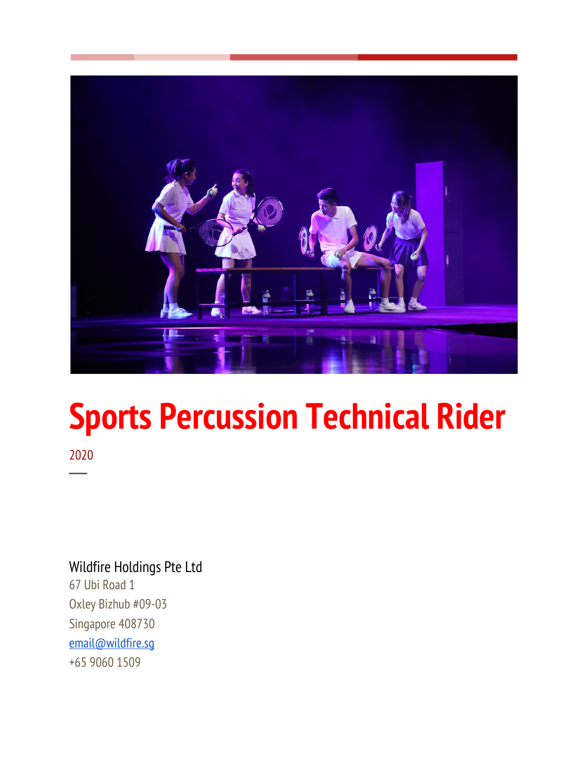# Sports Percussion Technical Rider

2020

Wildfire Holdings Pte Ltd
67 Ubi Road 1
Oxley Bizhub #09-03
Singapore 408730
email@wildfire.sg
+65 9060 1509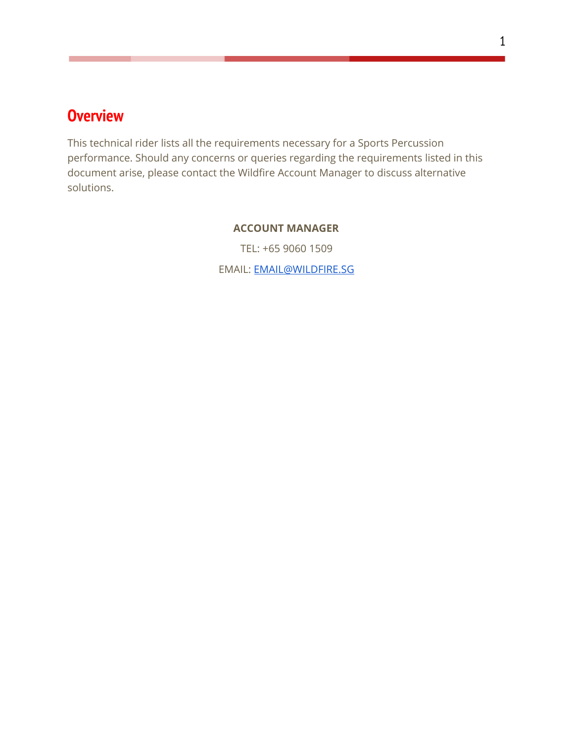# Overview

This technical rider lists all the requirements necessary for a Sports Percussion performance. Should any concerns or queries regarding the requirements listed in this document arise, please contact the Wildfire Account Manager to discuss alternative solutions.

**ACCOUNT MANAGER**

TEL: +65 9060 1509

EMAIL: EMAIL@WILDFIRE.SG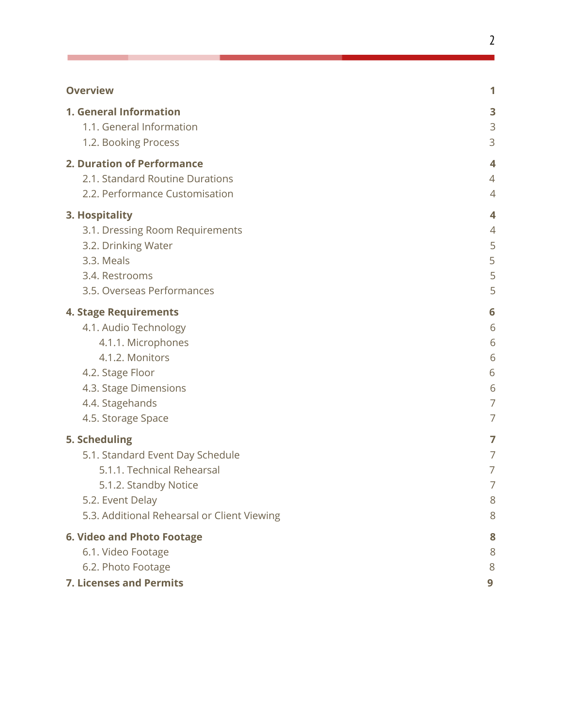| | |
|---|---|
| **Overview** | **1** |
| **1. General Information** | **3** |
| 1.1. General Information | 3 |
| 1.2. Booking Process | 3 |
| **2. Duration of Performance** | **4** |
| 2.1. Standard Routine Durations | 4 |
| 2.2. Performance Customisation | 4 |
| **3. Hospitality** | **4** |
| 3.1. Dressing Room Requirements | 4 |
| 3.2. Drinking Water | 5 |
| 3.3. Meals | 5 |
| 3.4. Restrooms | 5 |
| 3.5. Overseas Performances | 5 |
| **4. Stage Requirements** | **6** |
| 4.1. Audio Technology | 6 |
| 4.1.1. Microphones | 6 |
| 4.1.2. Monitors | 6 |
| 4.2. Stage Floor | 6 |
| 4.3. Stage Dimensions | 6 |
| 4.4. Stagehands | 7 |
| 4.5. Storage Space | 7 |
| **5. Scheduling** | **7** |
| 5.1. Standard Event Day Schedule | 7 |
| 5.1.1. Technical Rehearsal | 7 |
| 5.1.2. Standby Notice | 7 |
| 5.2. Event Delay | 8 |
| 5.3. Additional Rehearsal or Client Viewing | 8 |
| **6. Video and Photo Footage** | **8** |
| 6.1. Video Footage | 8 |
| 6.2. Photo Footage | 8 |
| **7. Licenses and Permits** | **9** |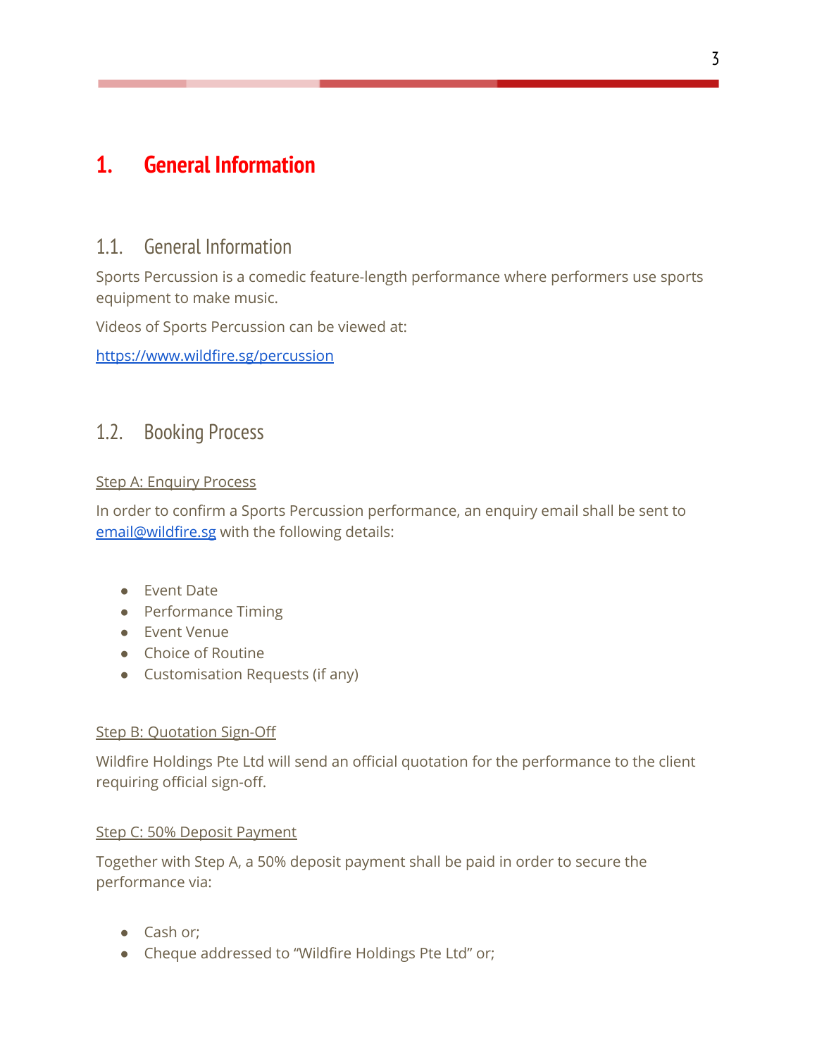# 1. General Information

## 1.1. General Information

Sports Percussion is a comedic feature-length performance where performers use sports equipment to make music.

Videos of Sports Percussion can be viewed at:

https://www.wildfire.sg/percussion

## 1.2. Booking Process

Step A: Enquiry Process

In order to confirm a Sports Percussion performance, an enquiry email shall be sent to email@wildfire.sg with the following details:

- Event Date
- Performance Timing
- Event Venue
- Choice of Routine
- Customisation Requests (if any)

Step B: Quotation Sign-Off

Wildfire Holdings Pte Ltd will send an official quotation for the performance to the client requiring official sign-off.

Step C: 50% Deposit Payment

Together with Step A, a 50% deposit payment shall be paid in order to secure the performance via:

- Cash or;
- Cheque addressed to "Wildfire Holdings Pte Ltd" or;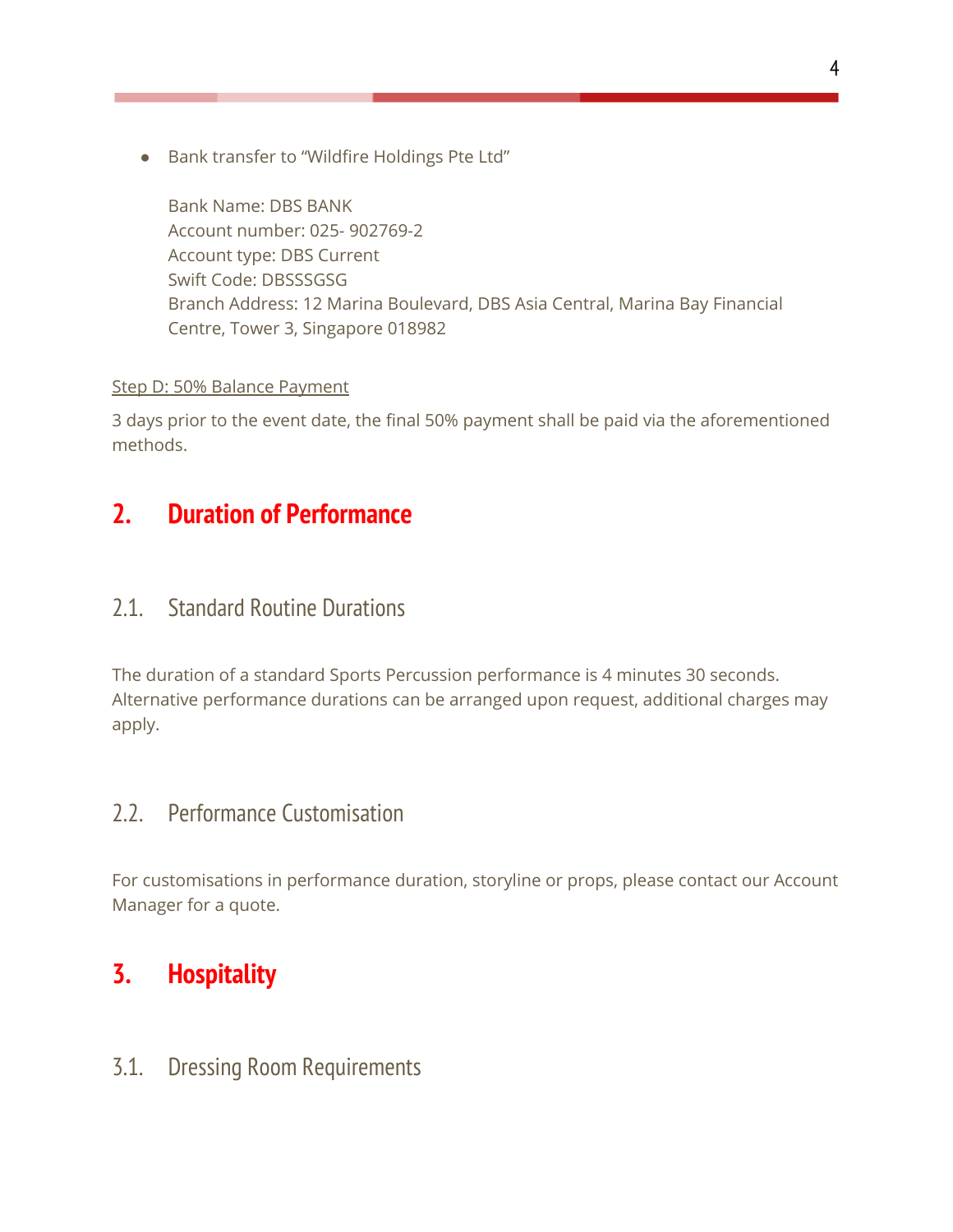- Bank transfer to "Wildfire Holdings Pte Ltd"

  Bank Name: DBS BANK
  Account number: 025- 902769-2
  Account type: DBS Current
  Swift Code: DBSSSGSG
  Branch Address: 12 Marina Boulevard, DBS Asia Central, Marina Bay Financial Centre, Tower 3, Singapore 018982

<u>Step D: 50% Balance Payment</u>

3 days prior to the event date, the final 50% payment shall be paid via the aforementioned methods.

## 2. Duration of Performance

### 2.1. Standard Routine Durations

The duration of a standard Sports Percussion performance is 4 minutes 30 seconds. Alternative performance durations can be arranged upon request, additional charges may apply.

### 2.2. Performance Customisation

For customisations in performance duration, storyline or props, please contact our Account Manager for a quote.

## 3. Hospitality

### 3.1. Dressing Room Requirements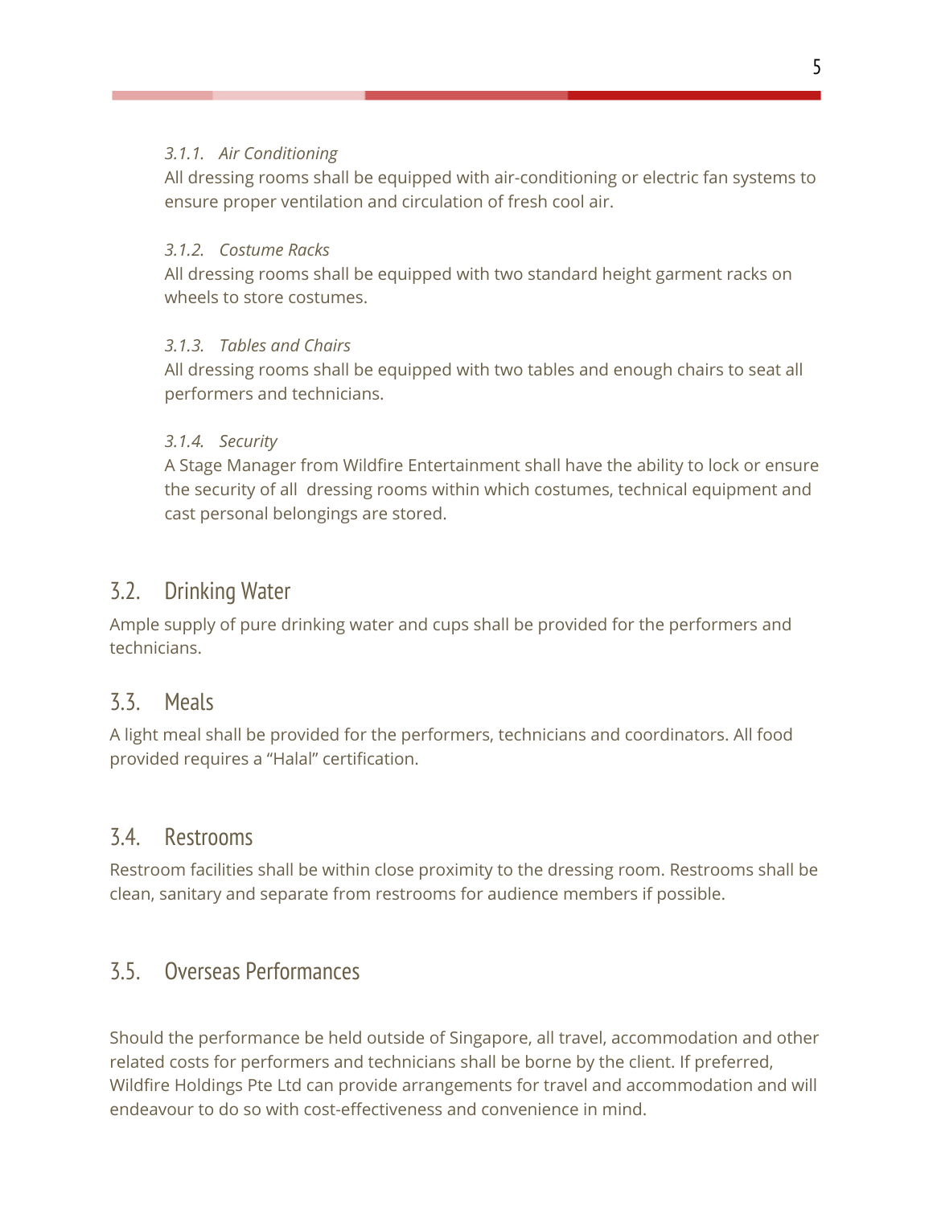#### *3.1.1. Air Conditioning*

All dressing rooms shall be equipped with air-conditioning or electric fan systems to ensure proper ventilation and circulation of fresh cool air.

#### *3.1.2. Costume Racks*

All dressing rooms shall be equipped with two standard height garment racks on wheels to store costumes.

#### *3.1.3. Tables and Chairs*

All dressing rooms shall be equipped with two tables and enough chairs to seat all performers and technicians.

#### *3.1.4. Security*

A Stage Manager from Wildfire Entertainment shall have the ability to lock or ensure the security of all dressing rooms within which costumes, technical equipment and cast personal belongings are stored.

## 3.2. Drinking Water

Ample supply of pure drinking water and cups shall be provided for the performers and technicians.

## 3.3. Meals

A light meal shall be provided for the performers, technicians and coordinators. All food provided requires a "Halal" certification.

## 3.4. Restrooms

Restroom facilities shall be within close proximity to the dressing room. Restrooms shall be clean, sanitary and separate from restrooms for audience members if possible.

## 3.5. Overseas Performances

Should the performance be held outside of Singapore, all travel, accommodation and other related costs for performers and technicians shall be borne by the client. If preferred, Wildfire Holdings Pte Ltd can provide arrangements for travel and accommodation and will endeavour to do so with cost-effectiveness and convenience in mind.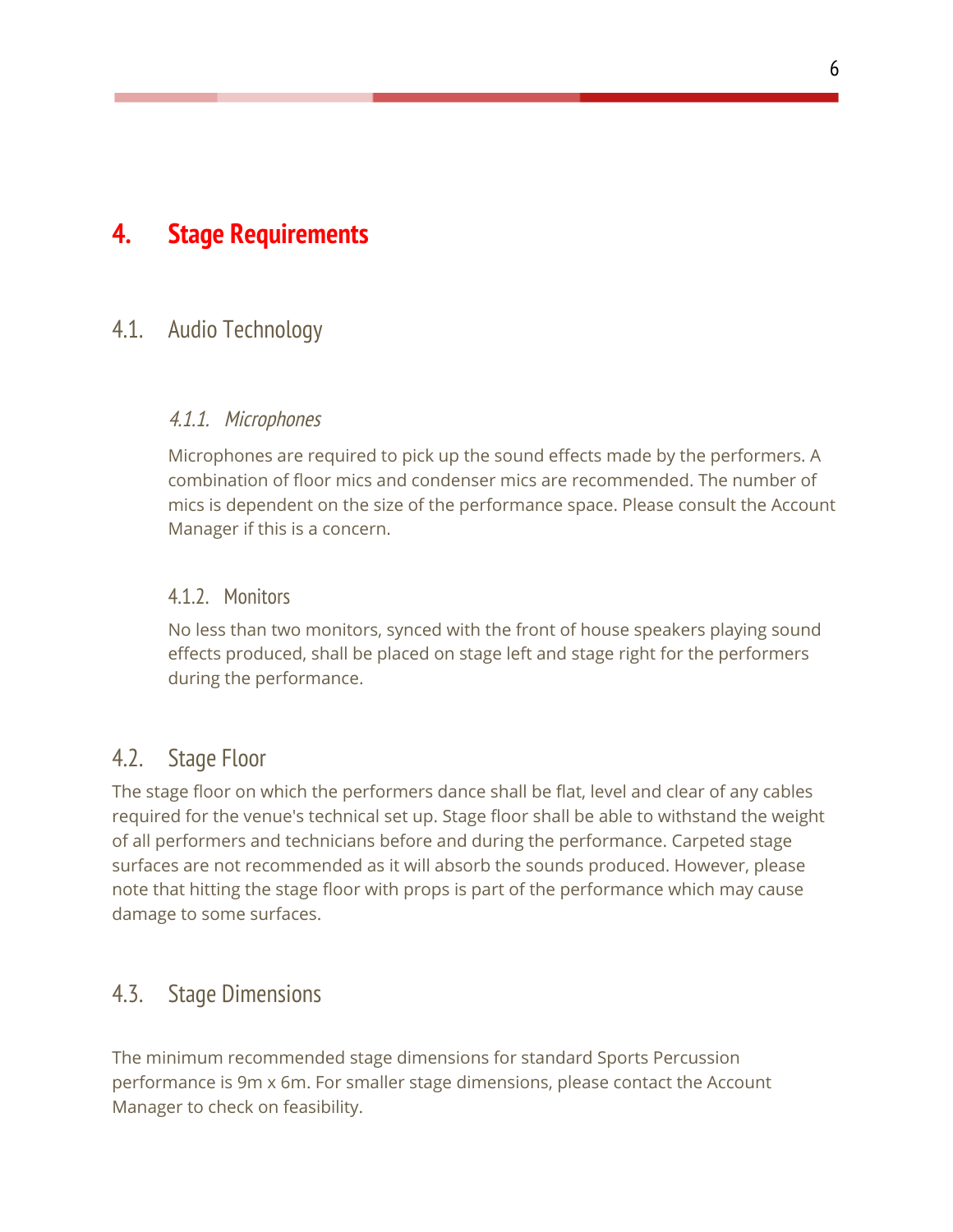# 4. Stage Requirements

## 4.1. Audio Technology

### *4.1.1. Microphones*

Microphones are required to pick up the sound effects made by the performers. A combination of floor mics and condenser mics are recommended. The number of mics is dependent on the size of the performance space. Please consult the Account Manager if this is a concern.

### 4.1.2. Monitors

No less than two monitors, synced with the front of house speakers playing sound effects produced, shall be placed on stage left and stage right for the performers during the performance.

## 4.2. Stage Floor

The stage floor on which the performers dance shall be flat, level and clear of any cables required for the venue's technical set up. Stage floor shall be able to withstand the weight of all performers and technicians before and during the performance. Carpeted stage surfaces are not recommended as it will absorb the sounds produced. However, please note that hitting the stage floor with props is part of the performance which may cause damage to some surfaces.

## 4.3. Stage Dimensions

The minimum recommended stage dimensions for standard Sports Percussion performance is 9m x 6m. For smaller stage dimensions, please contact the Account Manager to check on feasibility.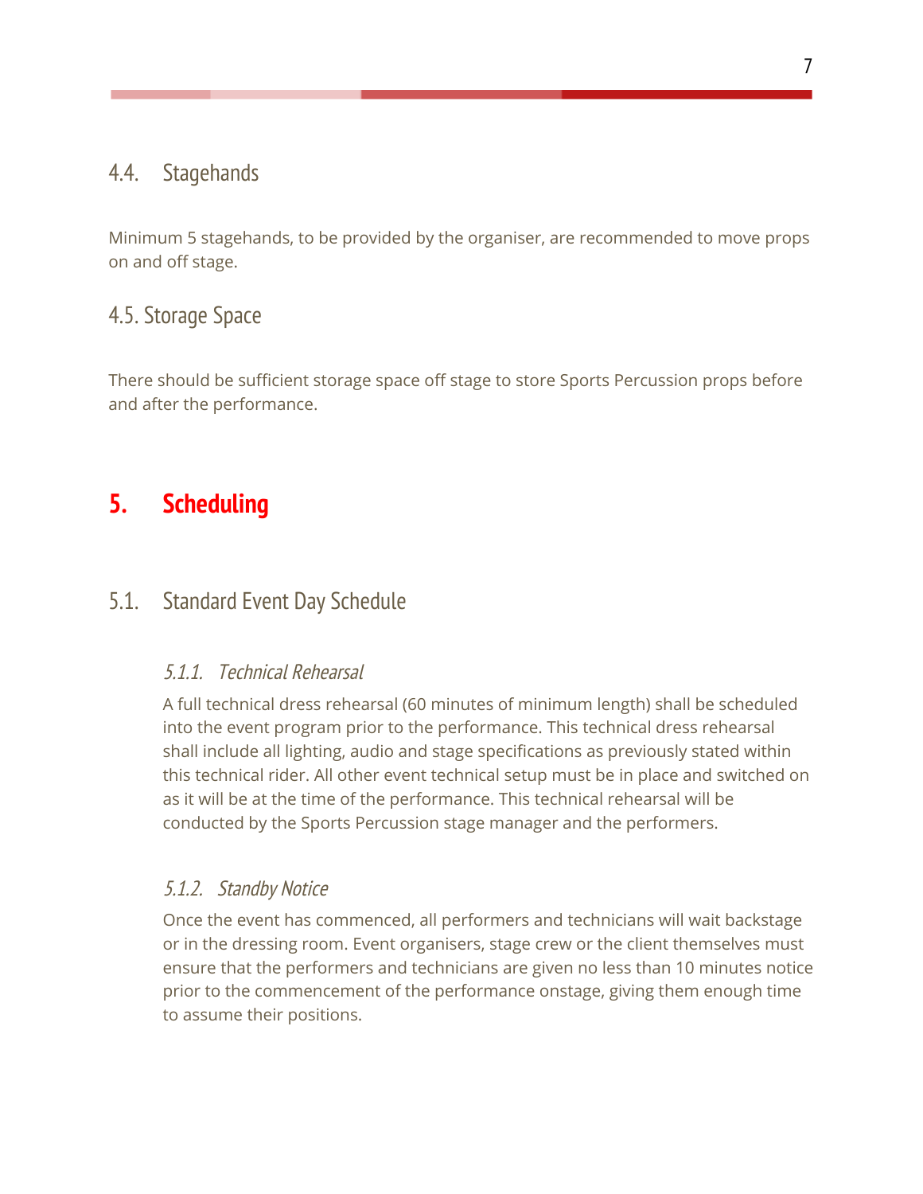### 4.4. Stagehands

Minimum 5 stagehands, to be provided by the organiser, are recommended to move props on and off stage.

### 4.5. Storage Space

There should be sufficient storage space off stage to store Sports Percussion props before and after the performance.

## 5. Scheduling

### 5.1. Standard Event Day Schedule

#### *5.1.1. Technical Rehearsal*

A full technical dress rehearsal (60 minutes of minimum length) shall be scheduled into the event program prior to the performance. This technical dress rehearsal shall include all lighting, audio and stage specifications as previously stated within this technical rider. All other event technical setup must be in place and switched on as it will be at the time of the performance. This technical rehearsal will be conducted by the Sports Percussion stage manager and the performers.

#### *5.1.2. Standby Notice*

Once the event has commenced, all performers and technicians will wait backstage or in the dressing room. Event organisers, stage crew or the client themselves must ensure that the performers and technicians are given no less than 10 minutes notice prior to the commencement of the performance onstage, giving them enough time to assume their positions.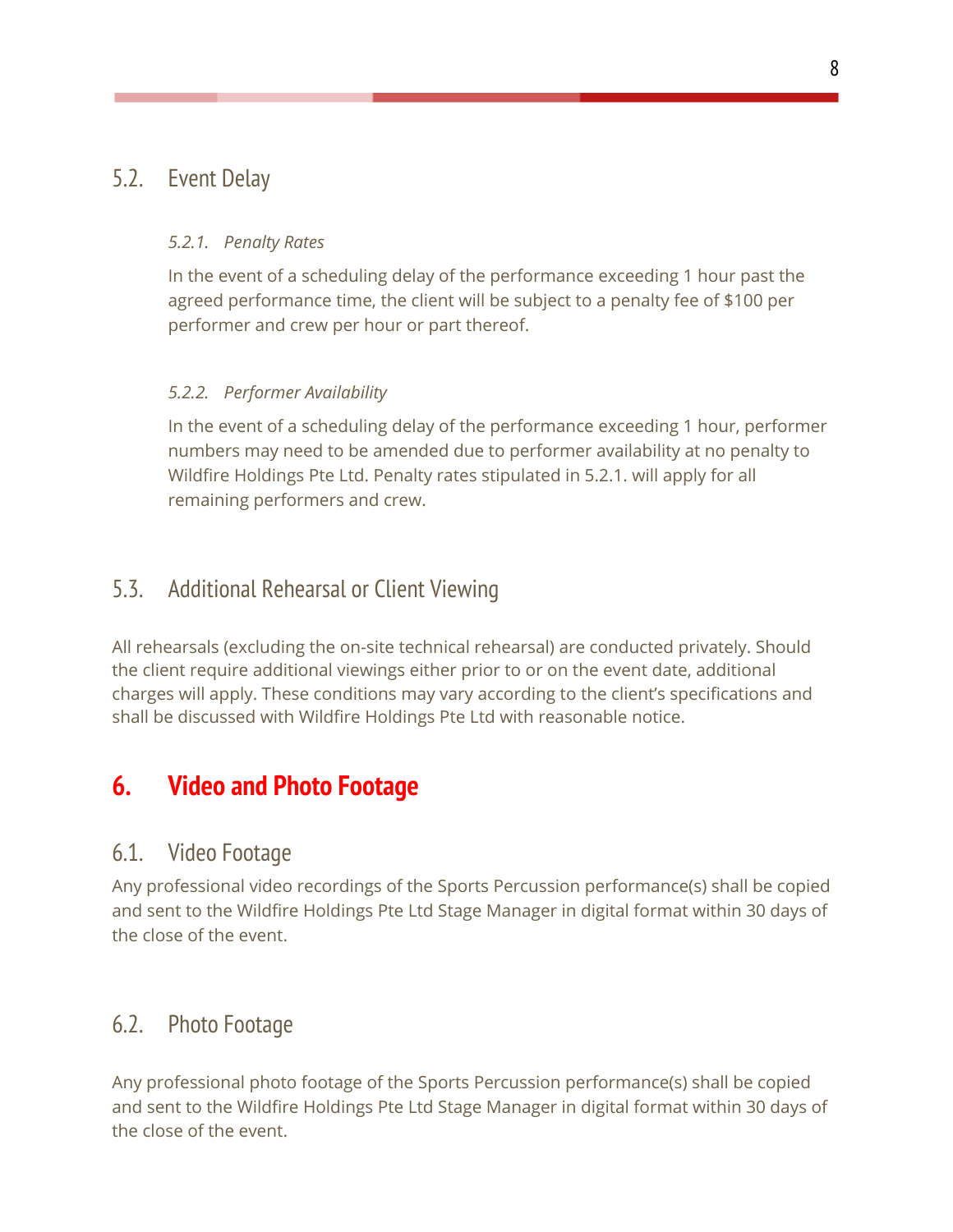## 5.2. Event Delay

#### *5.2.1. Penalty Rates*

In the event of a scheduling delay of the performance exceeding 1 hour past the agreed performance time, the client will be subject to a penalty fee of $100 per performer and crew per hour or part thereof.

#### *5.2.2. Performer Availability*

In the event of a scheduling delay of the performance exceeding 1 hour, performer numbers may need to be amended due to performer availability at no penalty to Wildfire Holdings Pte Ltd. Penalty rates stipulated in 5.2.1. will apply for all remaining performers and crew.

## 5.3. Additional Rehearsal or Client Viewing

All rehearsals (excluding the on-site technical rehearsal) are conducted privately. Should the client require additional viewings either prior to or on the event date, additional charges will apply. These conditions may vary according to the client's specifications and shall be discussed with Wildfire Holdings Pte Ltd with reasonable notice.

# 6. Video and Photo Footage

## 6.1. Video Footage

Any professional video recordings of the Sports Percussion performance(s) shall be copied and sent to the Wildfire Holdings Pte Ltd Stage Manager in digital format within 30 days of the close of the event.

## 6.2. Photo Footage

Any professional photo footage of the Sports Percussion performance(s) shall be copied and sent to the Wildfire Holdings Pte Ltd Stage Manager in digital format within 30 days of the close of the event.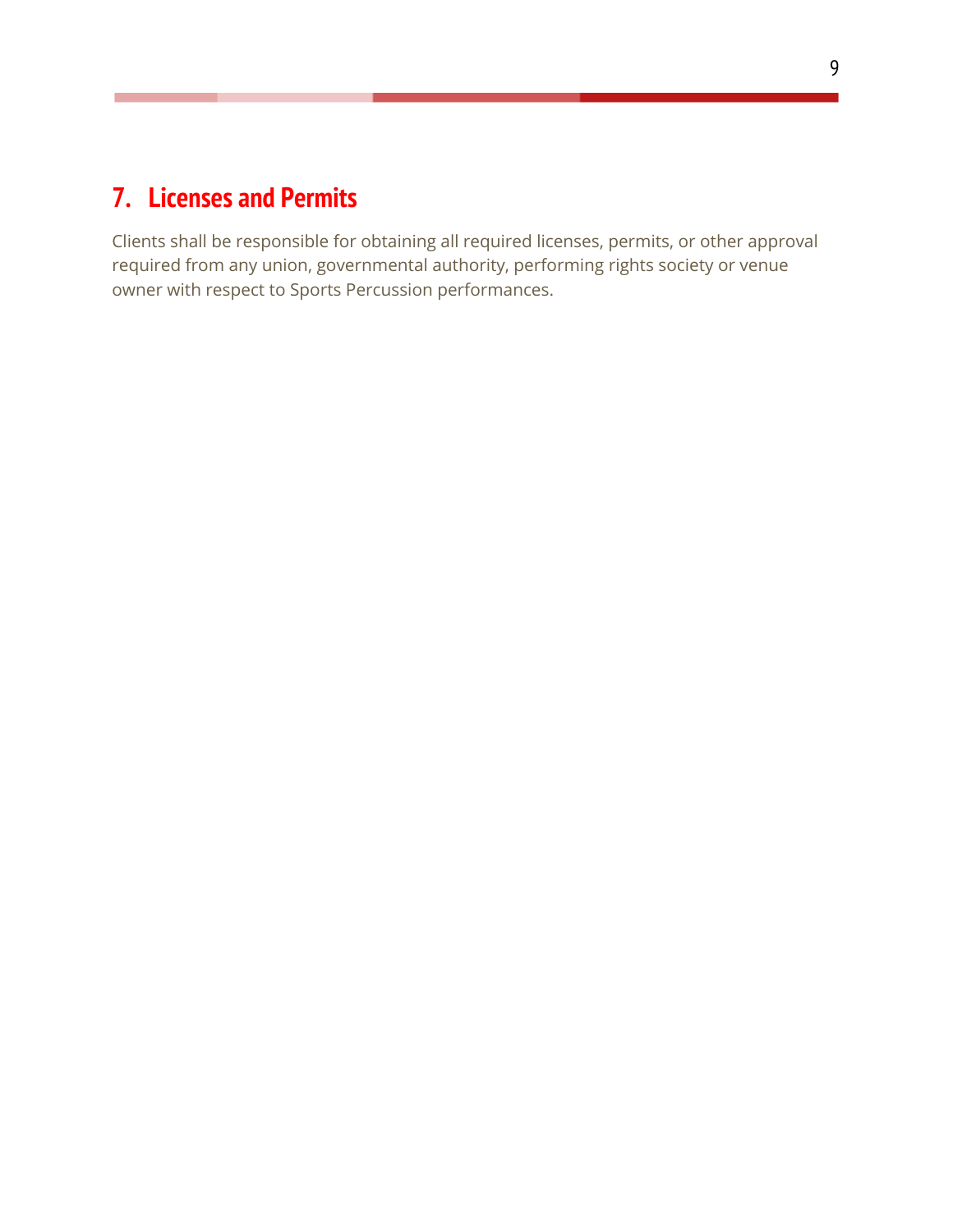## 7. Licenses and Permits

Clients shall be responsible for obtaining all required licenses, permits, or other approval required from any union, governmental authority, performing rights society or venue owner with respect to Sports Percussion performances.